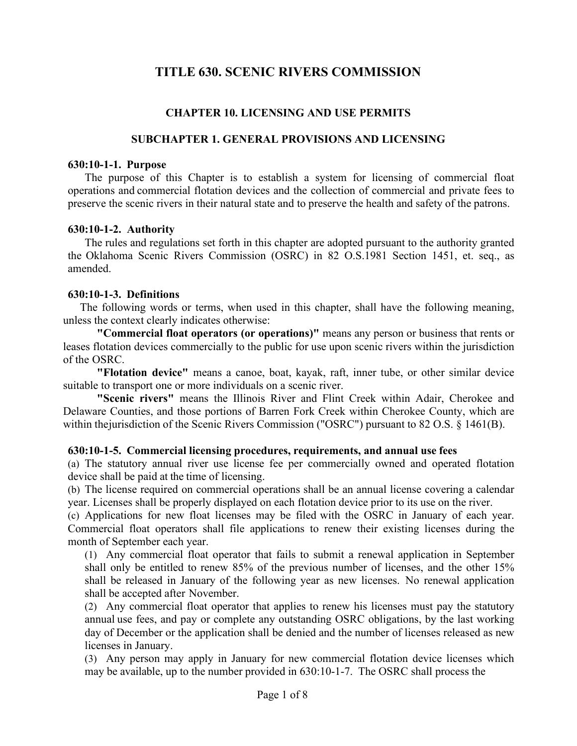# TITLE 630. SCENIC RIVERS COMMISSION

## CHAPTER 10. LICENSING AND USE PERMITS

### SUBCHAPTER 1. GENERAL PROVISIONS AND LICENSING

**630:10-1-1. Purpose**

The purpose of this Chapter is to establish a system for licensing of commercial float operations and commercial flotation devices and the collection of commercial and private fees to preserve the scenic rivers in their natural state and to preserve the health and safety of the patrons.

**630:10-1-2. Authority**

The rules and regulations set forth in this chapter are adopted pursuant to the authority granted the Oklahoma Scenic Rivers Commission (OSRC) in 82 O.S.1981 Section 1451, et. seq., as amended.

**630:10-1-3. Definitions**

The following words or terms, when used in this chapter, shall have the following meaning, unless the context clearly indicates otherwise:

**"Commercial float operators (or operations)"** means any person or business that rents or leases flotation devices commercially to the public for use upon scenic rivers within the jurisdiction of the OSRC.

**"Flotation device"** means a canoe, boat, kayak, raft, inner tube, or other similar device suitable to transport one or more individuals on a scenic river.

**"Scenic rivers"** means the Illinois River and Flint Creek within Adair, Cherokee and Delaware Counties, and those portions of Barren Fork Creek within Cherokee County, which are within thejurisdiction of the Scenic Rivers Commission ("OSRC") pursuant to 82 O.S. § 1461(B).

**630:10-1-5. Commercial licensing procedures, requirements, and annual use fees**

(a) The statutory annual river use license fee per commercially owned and operated flotation device shall be paid at the time of licensing.

(b) The license required on commercial operations shall be an annual license covering a calendar year. Licenses shall be properly displayed on each flotation device prior to its use on the river.

(c) Applications for new float licenses may be filed with the OSRC in January of each year. Commercial float operators shall file applications to renew their existing licenses during the month of September each year.

(1) Any commercial float operator that fails to submit a renewal application in September shall only be entitled to renew 85% of the previous number of licenses, and the other 15% shall be released in January of the following year as new licenses. No renewal application shall be accepted after November.

(2) Any commercial float operator that applies to renew his licenses must pay the statutory annual use fees, and pay or complete any outstanding OSRC obligations, by the last working day of December or the application shall be denied and the number of licenses released as new licenses in January.

(3) Any person may apply in January for new commercial flotation device licenses which may be available, up to the number provided in 630:10-1-7. The OSRC shall process the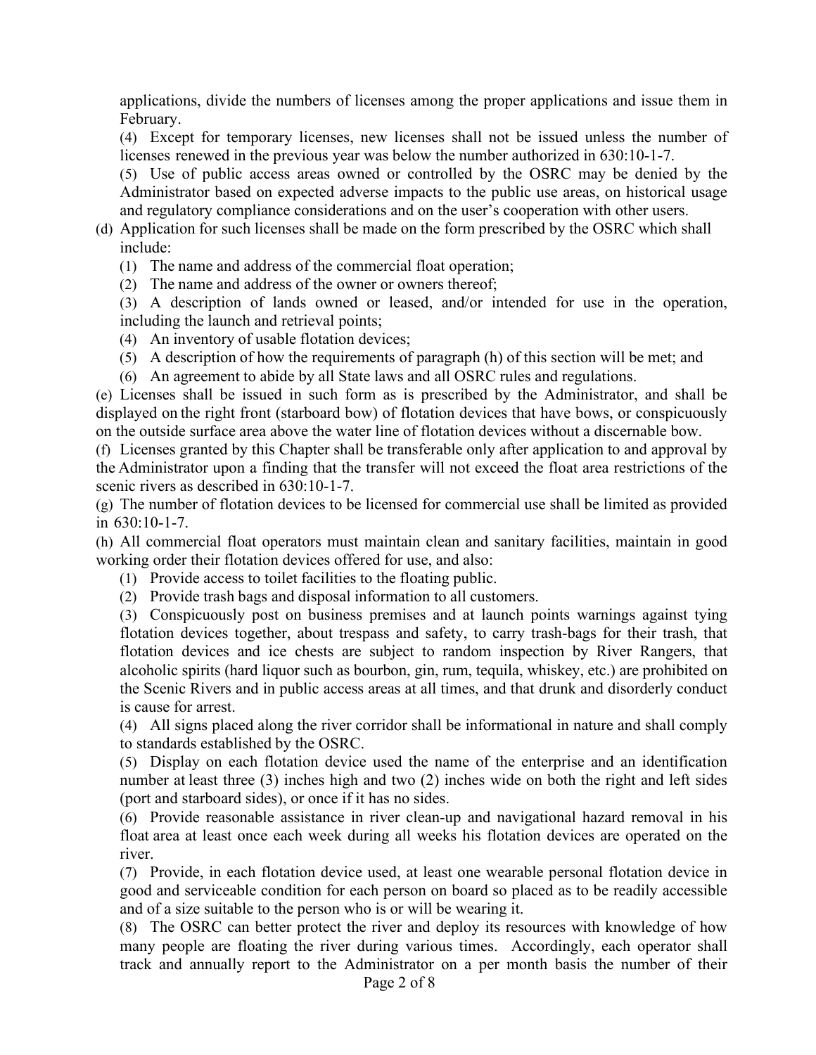applications, divide the numbers of licenses among the proper applications and issue them in February.

(4) Except for temporary licenses, new licenses shall not be issued unless the number of licenses renewed in the previous year was below the number authorized in 630:10-1-7.

(5) Use of public access areas owned or controlled by the OSRC may be denied by the Administrator based on expected adverse impacts to the public use areas, on historical usage and regulatory compliance considerations and on the user's cooperation with other users.

(d) Application for such licenses shall be made on the form prescribed by the OSRC which shall include:

(1) The name and address of the commercial float operation;

(2) The name and address of the owner or owners thereof;

(3) A description of lands owned or leased, and/or intended for use in the operation, including the launch and retrieval points;

(4) An inventory of usable flotation devices;

(5) A description of how the requirements of paragraph (h) of this section will be met; and

(6) An agreement to abide by all State laws and all OSRC rules and regulations.

(e) Licenses shall be issued in such form as is prescribed by the Administrator, and shall be displayed on the right front (starboard bow) of flotation devices that have bows, or conspicuously on the outside surface area above the water line of flotation devices without a discernable bow.

(f) Licenses granted by this Chapter shall be transferable only after application to and approval by the Administrator upon a finding that the transfer will not exceed the float area restrictions of the scenic rivers as described in 630:10-1-7.

(g) The number of flotation devices to be licensed for commercial use shall be limited as provided in 630:10-1-7.

(h) All commercial float operators must maintain clean and sanitary facilities, maintain in good working order their flotation devices offered for use, and also:

(1) Provide access to toilet facilities to the floating public.

(2) Provide trash bags and disposal information to all customers.

(3) Conspicuously post on business premises and at launch points warnings against tying flotation devices together, about trespass and safety, to carry trash-bags for their trash, that flotation devices and ice chests are subject to random inspection by River Rangers, that alcoholic spirits (hard liquor such as bourbon, gin, rum, tequila, whiskey, etc.) are prohibited on the Scenic Rivers and in public access areas at all times, and that drunk and disorderly conduct is cause for arrest.

(4) All signs placed along the river corridor shall be informational in nature and shall comply to standards established by the OSRC.

(5) Display on each flotation device used the name of the enterprise and an identification number at least three (3) inches high and two (2) inches wide on both the right and left sides (port and starboard sides), or once if it has no sides.

(6) Provide reasonable assistance in river clean-up and navigational hazard removal in his float area at least once each week during all weeks his flotation devices are operated on the river.

(7) Provide, in each flotation device used, at least one wearable personal flotation device in good and serviceable condition for each person on board so placed as to be readily accessible and of a size suitable to the person who is or will be wearing it.

(8) The OSRC can better protect the river and deploy its resources with knowledge of how many people are floating the river during various times. Accordingly, each operator shall track and annually report to the Administrator on a per month basis the number of their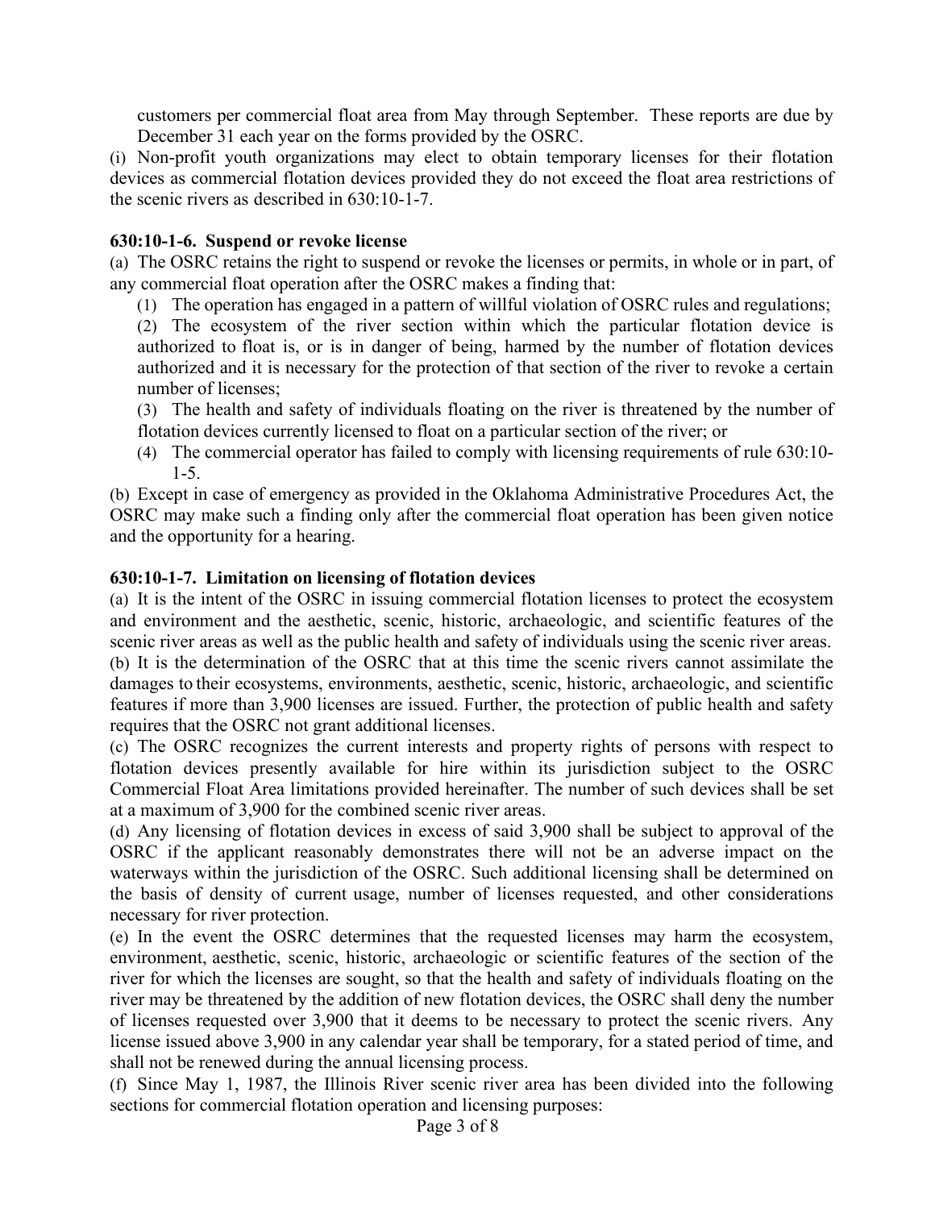customers per commercial float area from May through September. These reports are due by December 31 each year on the forms provided by the OSRC.

(i) Non-profit youth organizations may elect to obtain temporary licenses for their flotation devices as commercial flotation devices provided they do not exceed the float area restrictions of the scenic rivers as described in 630:10-1-7.

**630:10-1-6. Suspend or revoke license**

(a) The OSRC retains the right to suspend or revoke the licenses or permits, in whole or in part, of any commercial float operation after the OSRC makes a finding that:

(1) The operation has engaged in a pattern of willful violation of OSRC rules and regulations;

(2) The ecosystem of the river section within which the particular flotation device is authorized to float is, or is in danger of being, harmed by the number of flotation devices authorized and it is necessary for the protection of that section of the river to revoke a certain number of licenses;

(3) The health and safety of individuals floating on the river is threatened by the number of flotation devices currently licensed to float on a particular section of the river; or

(4) The commercial operator has failed to comply with licensing requirements of rule 630:10-1-5.

(b) Except in case of emergency as provided in the Oklahoma Administrative Procedures Act, the OSRC may make such a finding only after the commercial float operation has been given notice and the opportunity for a hearing.

**630:10-1-7. Limitation on licensing of flotation devices**

(a) It is the intent of the OSRC in issuing commercial flotation licenses to protect the ecosystem and environment and the aesthetic, scenic, historic, archaeologic, and scientific features of the scenic river areas as well as the public health and safety of individuals using the scenic river areas.

(b) It is the determination of the OSRC that at this time the scenic rivers cannot assimilate the damages to their ecosystems, environments, aesthetic, scenic, historic, archaeologic, and scientific features if more than 3,900 licenses are issued. Further, the protection of public health and safety requires that the OSRC not grant additional licenses.

(c) The OSRC recognizes the current interests and property rights of persons with respect to flotation devices presently available for hire within its jurisdiction subject to the OSRC Commercial Float Area limitations provided hereinafter. The number of such devices shall be set at a maximum of 3,900 for the combined scenic river areas.

(d) Any licensing of flotation devices in excess of said 3,900 shall be subject to approval of the OSRC if the applicant reasonably demonstrates there will not be an adverse impact on the waterways within the jurisdiction of the OSRC. Such additional licensing shall be determined on the basis of density of current usage, number of licenses requested, and other considerations necessary for river protection.

(e) In the event the OSRC determines that the requested licenses may harm the ecosystem, environment, aesthetic, scenic, historic, archaeologic or scientific features of the section of the river for which the licenses are sought, so that the health and safety of individuals floating on the river may be threatened by the addition of new flotation devices, the OSRC shall deny the number of licenses requested over 3,900 that it deems to be necessary to protect the scenic rivers. Any license issued above 3,900 in any calendar year shall be temporary, for a stated period of time, and shall not be renewed during the annual licensing process.

(f) Since May 1, 1987, the Illinois River scenic river area has been divided into the following sections for commercial flotation operation and licensing purposes: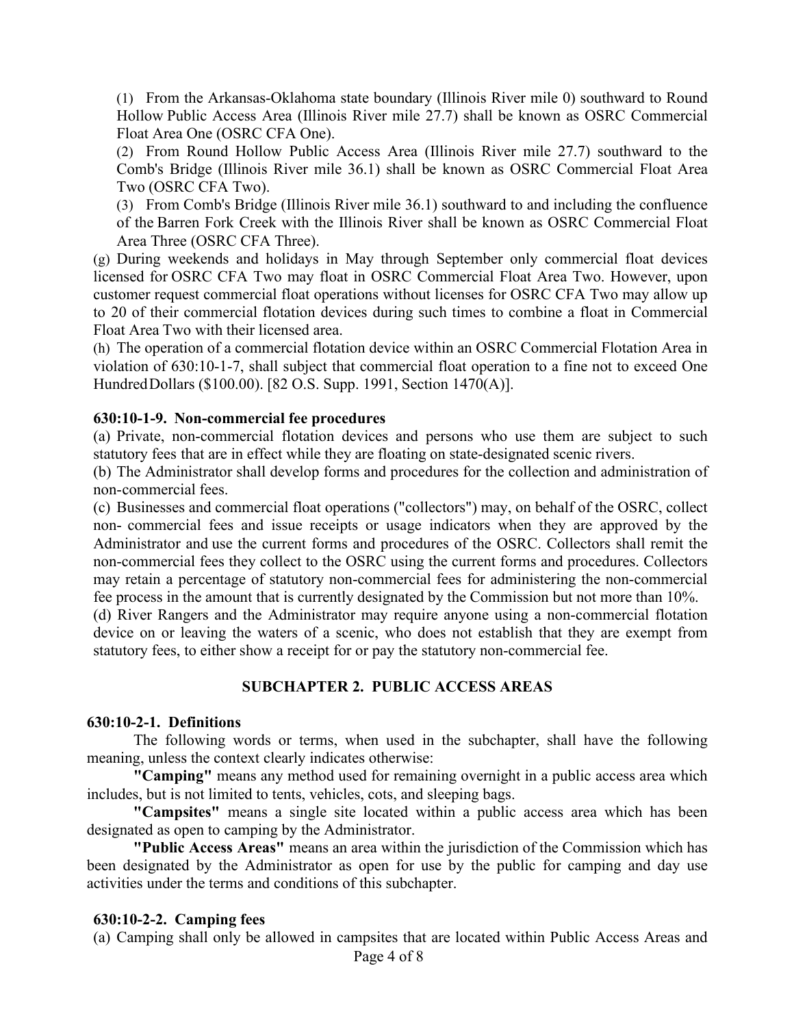(1) From the Arkansas-Oklahoma state boundary (Illinois River mile 0) southward to Round Hollow Public Access Area (Illinois River mile 27.7) shall be known as OSRC Commercial Float Area One (OSRC CFA One).

(2) From Round Hollow Public Access Area (Illinois River mile 27.7) southward to the Comb's Bridge (Illinois River mile 36.1) shall be known as OSRC Commercial Float Area Two (OSRC CFA Two).

(3) From Comb's Bridge (Illinois River mile 36.1) southward to and including the confluence of the Barren Fork Creek with the Illinois River shall be known as OSRC Commercial Float Area Three (OSRC CFA Three).

(g) During weekends and holidays in May through September only commercial float devices licensed for OSRC CFA Two may float in OSRC Commercial Float Area Two. However, upon customer request commercial float operations without licenses for OSRC CFA Two may allow up to 20 of their commercial flotation devices during such times to combine a float in Commercial Float Area Two with their licensed area.

(h) The operation of a commercial flotation device within an OSRC Commercial Flotation Area in violation of 630:10-1-7, shall subject that commercial float operation to a fine not to exceed One Hundred Dollars ($100.00). [82 O.S. Supp. 1991, Section 1470(A)].

**630:10-1-9. Non-commercial fee procedures**

(a) Private, non-commercial flotation devices and persons who use them are subject to such statutory fees that are in effect while they are floating on state-designated scenic rivers.

(b) The Administrator shall develop forms and procedures for the collection and administration of non-commercial fees.

(c) Businesses and commercial float operations ("collectors") may, on behalf of the OSRC, collect non- commercial fees and issue receipts or usage indicators when they are approved by the Administrator and use the current forms and procedures of the OSRC. Collectors shall remit the non-commercial fees they collect to the OSRC using the current forms and procedures. Collectors may retain a percentage of statutory non-commercial fees for administering the non-commercial fee process in the amount that is currently designated by the Commission but not more than 10%.

(d) River Rangers and the Administrator may require anyone using a non-commercial flotation device on or leaving the waters of a scenic, who does not establish that they are exempt from statutory fees, to either show a receipt for or pay the statutory non-commercial fee.

## SUBCHAPTER 2. PUBLIC ACCESS AREAS

**630:10-2-1. Definitions**

The following words or terms, when used in the subchapter, shall have the following meaning, unless the context clearly indicates otherwise:

**"Camping"** means any method used for remaining overnight in a public access area which includes, but is not limited to tents, vehicles, cots, and sleeping bags.

**"Campsites"** means a single site located within a public access area which has been designated as open to camping by the Administrator.

**"Public Access Areas"** means an area within the jurisdiction of the Commission which has been designated by the Administrator as open for use by the public for camping and day use activities under the terms and conditions of this subchapter.

**630:10-2-2. Camping fees**

(a) Camping shall only be allowed in campsites that are located within Public Access Areas and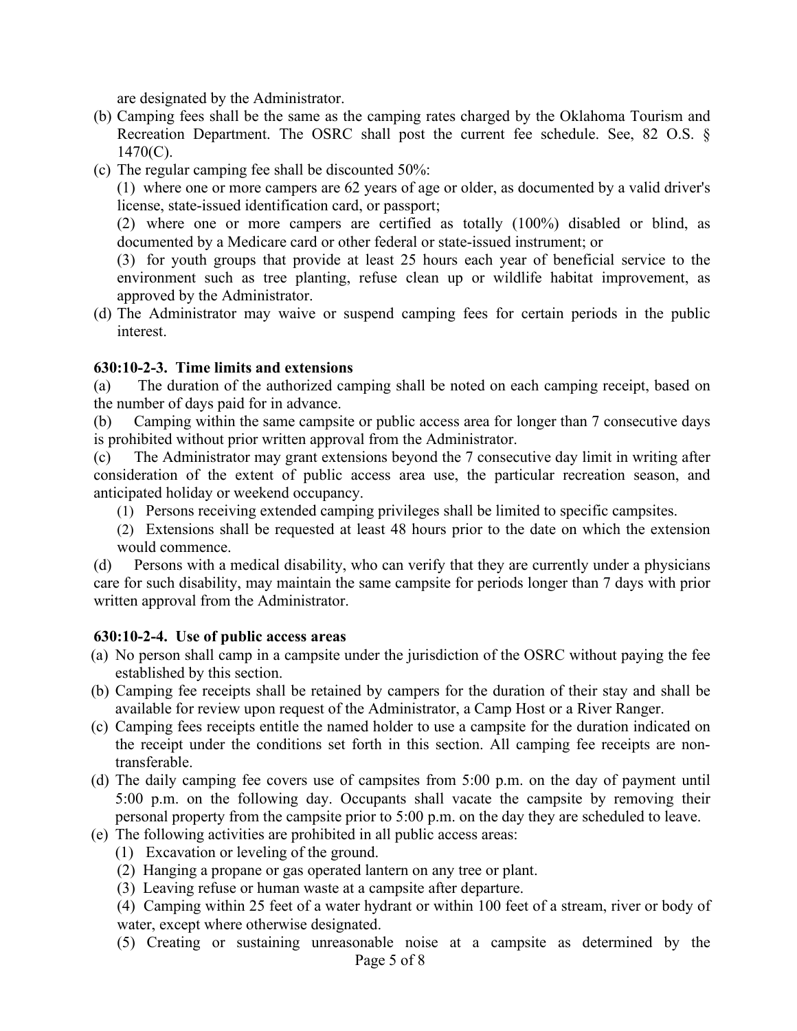are designated by the Administrator.

(b) Camping fees shall be the same as the camping rates charged by the Oklahoma Tourism and Recreation Department. The OSRC shall post the current fee schedule. See, 82 O.S. § 1470(C).

(c) The regular camping fee shall be discounted 50%:

(1) where one or more campers are 62 years of age or older, as documented by a valid driver's license, state-issued identification card, or passport;

(2) where one or more campers are certified as totally (100%) disabled or blind, as documented by a Medicare card or other federal or state-issued instrument; or

(3) for youth groups that provide at least 25 hours each year of beneficial service to the environment such as tree planting, refuse clean up or wildlife habitat improvement, as approved by the Administrator.

(d) The Administrator may waive or suspend camping fees for certain periods in the public interest.

**630:10-2-3. Time limits and extensions**

(a) The duration of the authorized camping shall be noted on each camping receipt, based on the number of days paid for in advance.

(b) Camping within the same campsite or public access area for longer than 7 consecutive days is prohibited without prior written approval from the Administrator.

(c) The Administrator may grant extensions beyond the 7 consecutive day limit in writing after consideration of the extent of public access area use, the particular recreation season, and anticipated holiday or weekend occupancy.

(1) Persons receiving extended camping privileges shall be limited to specific campsites.

(2) Extensions shall be requested at least 48 hours prior to the date on which the extension would commence.

(d) Persons with a medical disability, who can verify that they are currently under a physicians care for such disability, may maintain the same campsite for periods longer than 7 days with prior written approval from the Administrator.

**630:10-2-4. Use of public access areas**

(a) No person shall camp in a campsite under the jurisdiction of the OSRC without paying the fee established by this section.

(b) Camping fee receipts shall be retained by campers for the duration of their stay and shall be available for review upon request of the Administrator, a Camp Host or a River Ranger.

(c) Camping fees receipts entitle the named holder to use a campsite for the duration indicated on the receipt under the conditions set forth in this section. All camping fee receipts are non-transferable.

(d) The daily camping fee covers use of campsites from 5:00 p.m. on the day of payment until 5:00 p.m. on the following day. Occupants shall vacate the campsite by removing their personal property from the campsite prior to 5:00 p.m. on the day they are scheduled to leave.

(e) The following activities are prohibited in all public access areas:

(1) Excavation or leveling of the ground.

(2) Hanging a propane or gas operated lantern on any tree or plant.

(3) Leaving refuse or human waste at a campsite after departure.

(4) Camping within 25 feet of a water hydrant or within 100 feet of a stream, river or body of water, except where otherwise designated.

(5) Creating or sustaining unreasonable noise at a campsite as determined by the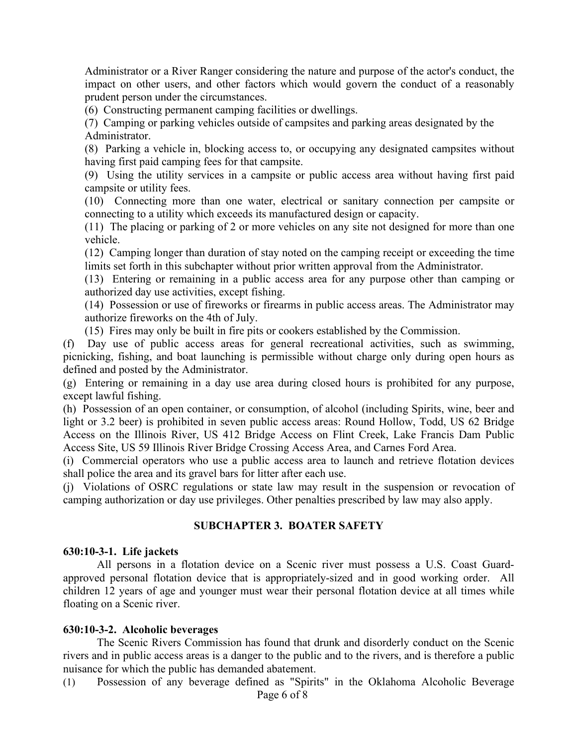Administrator or a River Ranger considering the nature and purpose of the actor's conduct, the impact on other users, and other factors which would govern the conduct of a reasonably prudent person under the circumstances.

(6) Constructing permanent camping facilities or dwellings.

(7) Camping or parking vehicles outside of campsites and parking areas designated by the Administrator.

(8) Parking a vehicle in, blocking access to, or occupying any designated campsites without having first paid camping fees for that campsite.

(9) Using the utility services in a campsite or public access area without having first paid campsite or utility fees.

(10) Connecting more than one water, electrical or sanitary connection per campsite or connecting to a utility which exceeds its manufactured design or capacity.

(11) The placing or parking of 2 or more vehicles on any site not designed for more than one vehicle.

(12) Camping longer than duration of stay noted on the camping receipt or exceeding the time limits set forth in this subchapter without prior written approval from the Administrator.

(13) Entering or remaining in a public access area for any purpose other than camping or authorized day use activities, except fishing.

(14) Possession or use of fireworks or firearms in public access areas. The Administrator may authorize fireworks on the 4th of July.

(15) Fires may only be built in fire pits or cookers established by the Commission.

(f) Day use of public access areas for general recreational activities, such as swimming, picnicking, fishing, and boat launching is permissible without charge only during open hours as defined and posted by the Administrator.

(g) Entering or remaining in a day use area during closed hours is prohibited for any purpose, except lawful fishing.

(h) Possession of an open container, or consumption, of alcohol (including Spirits, wine, beer and light or 3.2 beer) is prohibited in seven public access areas: Round Hollow, Todd, US 62 Bridge Access on the Illinois River, US 412 Bridge Access on Flint Creek, Lake Francis Dam Public Access Site, US 59 Illinois River Bridge Crossing Access Area, and Carnes Ford Area.

(i) Commercial operators who use a public access area to launch and retrieve flotation devices shall police the area and its gravel bars for litter after each use.

(j) Violations of OSRC regulations or state law may result in the suspension or revocation of camping authorization or day use privileges. Other penalties prescribed by law may also apply.

## SUBCHAPTER 3. BOATER SAFETY

**630:10-3-1. Life jackets**

All persons in a flotation device on a Scenic river must possess a U.S. Coast Guard-approved personal flotation device that is appropriately-sized and in good working order. All children 12 years of age and younger must wear their personal flotation device at all times while floating on a Scenic river.

**630:10-3-2. Alcoholic beverages**

The Scenic Rivers Commission has found that drunk and disorderly conduct on the Scenic rivers and in public access areas is a danger to the public and to the rivers, and is therefore a public nuisance for which the public has demanded abatement.

(1) Possession of any beverage defined as "Spirits" in the Oklahoma Alcoholic Beverage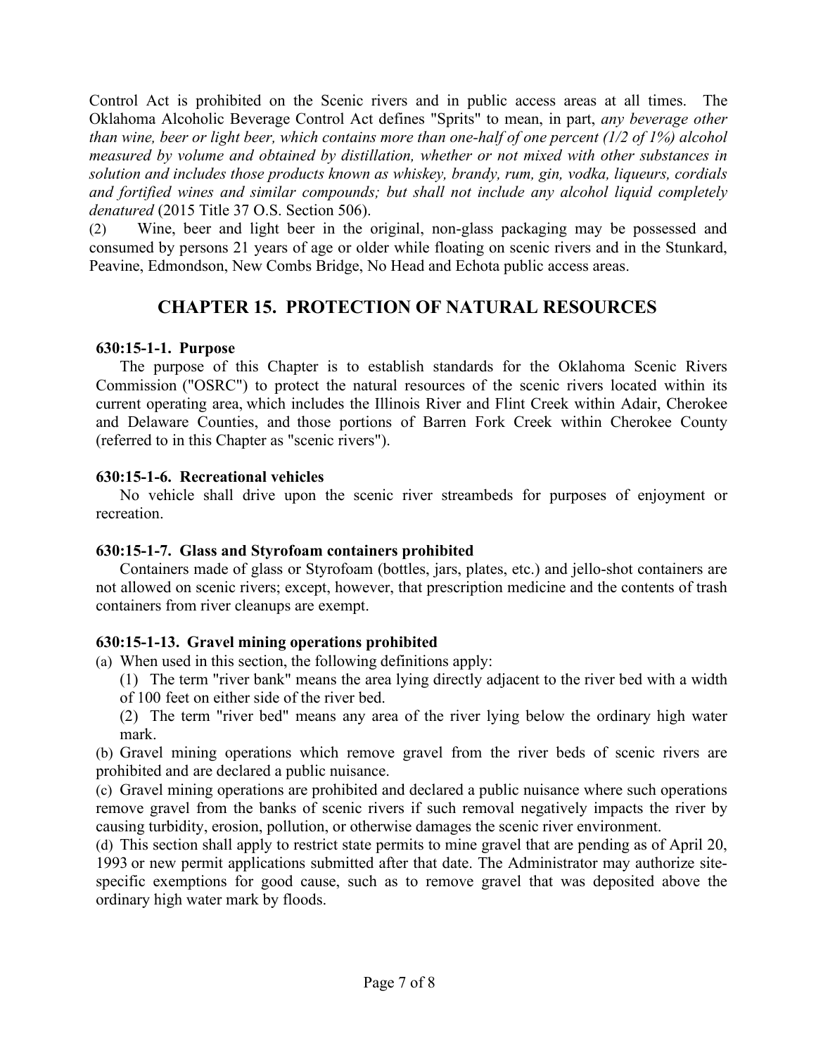Control Act is prohibited on the Scenic rivers and in public access areas at all times. The Oklahoma Alcoholic Beverage Control Act defines "Sprits" to mean, in part, *any beverage other than wine, beer or light beer, which contains more than one-half of one percent (1/2 of 1%) alcohol measured by volume and obtained by distillation, whether or not mixed with other substances in solution and includes those products known as whiskey, brandy, rum, gin, vodka, liqueurs, cordials and fortified wines and similar compounds; but shall not include any alcohol liquid completely denatured* (2015 Title 37 O.S. Section 506).

(2) Wine, beer and light beer in the original, non-glass packaging may be possessed and consumed by persons 21 years of age or older while floating on scenic rivers and in the Stunkard, Peavine, Edmondson, New Combs Bridge, No Head and Echota public access areas.

## CHAPTER 15. PROTECTION OF NATURAL RESOURCES

### 630:15-1-1. Purpose

The purpose of this Chapter is to establish standards for the Oklahoma Scenic Rivers Commission ("OSRC") to protect the natural resources of the scenic rivers located within its current operating area, which includes the Illinois River and Flint Creek within Adair, Cherokee and Delaware Counties, and those portions of Barren Fork Creek within Cherokee County (referred to in this Chapter as "scenic rivers").

### 630:15-1-6. Recreational vehicles

No vehicle shall drive upon the scenic river streambeds for purposes of enjoyment or recreation.

### 630:15-1-7. Glass and Styrofoam containers prohibited

Containers made of glass or Styrofoam (bottles, jars, plates, etc.) and jello-shot containers are not allowed on scenic rivers; except, however, that prescription medicine and the contents of trash containers from river cleanups are exempt.

### 630:15-1-13. Gravel mining operations prohibited

(a) When used in this section, the following definitions apply:

(1) The term "river bank" means the area lying directly adjacent to the river bed with a width of 100 feet on either side of the river bed.

(2) The term "river bed" means any area of the river lying below the ordinary high water mark.

(b) Gravel mining operations which remove gravel from the river beds of scenic rivers are prohibited and are declared a public nuisance.

(c) Gravel mining operations are prohibited and declared a public nuisance where such operations remove gravel from the banks of scenic rivers if such removal negatively impacts the river by causing turbidity, erosion, pollution, or otherwise damages the scenic river environment.

(d) This section shall apply to restrict state permits to mine gravel that are pending as of April 20, 1993 or new permit applications submitted after that date. The Administrator may authorize site-specific exemptions for good cause, such as to remove gravel that was deposited above the ordinary high water mark by floods.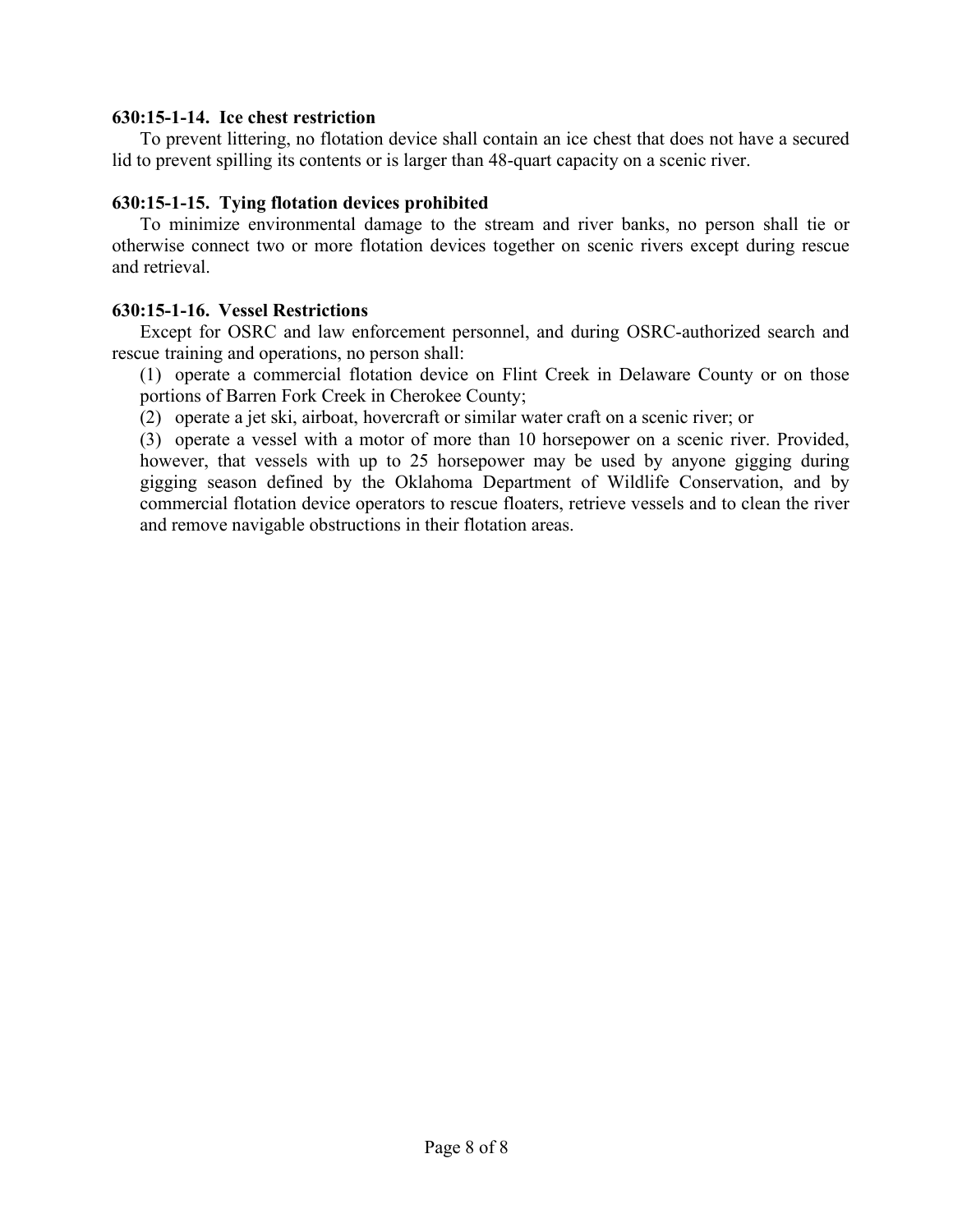**630:15-1-14. Ice chest restriction**

To prevent littering, no flotation device shall contain an ice chest that does not have a secured lid to prevent spilling its contents or is larger than 48-quart capacity on a scenic river.

**630:15-1-15. Tying flotation devices prohibited**

To minimize environmental damage to the stream and river banks, no person shall tie or otherwise connect two or more flotation devices together on scenic rivers except during rescue and retrieval.

**630:15-1-16. Vessel Restrictions**

Except for OSRC and law enforcement personnel, and during OSRC-authorized search and rescue training and operations, no person shall:

(1) operate a commercial flotation device on Flint Creek in Delaware County or on those portions of Barren Fork Creek in Cherokee County;

(2) operate a jet ski, airboat, hovercraft or similar water craft on a scenic river; or

(3) operate a vessel with a motor of more than 10 horsepower on a scenic river. Provided, however, that vessels with up to 25 horsepower may be used by anyone gigging during gigging season defined by the Oklahoma Department of Wildlife Conservation, and by commercial flotation device operators to rescue floaters, retrieve vessels and to clean the river and remove navigable obstructions in their flotation areas.